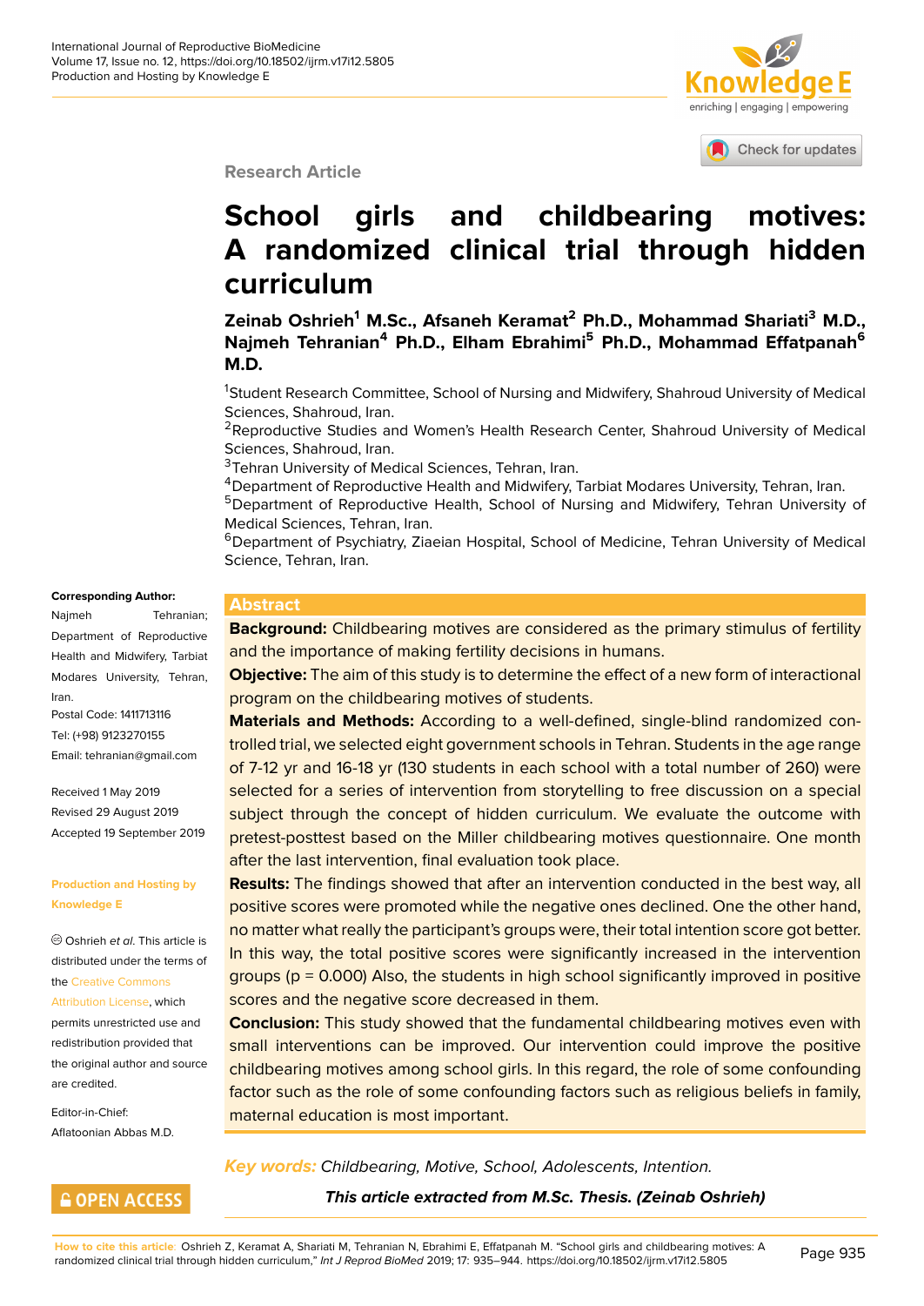Research Article

# School girls and childbearing motives: A randomized clinical trial through hidden curriculum

**Zeinab Oshrieh[1] M.Sc., Afsaneh Keramat[2] Ph.D., Mohammad Shariati[3] M.D., Najmeh Tehranian[4] Ph.D., Elham Ebrahimi[5] Ph.D., Mohammad Effatpanah[6] M.D.**

[1]Student Research Committee, School of Nursing and Midwifery, Shahroud University of Medical Sciences, Shahroud, Iran.
[2]Reproductive Studies and Women's Health Research Center, Shahroud University of Medical Sciences, Shahroud, Iran.
[3]Tehran University of Medical Sciences, Tehran, Iran.
[4]Department of Reproductive Health and Midwifery, Tarbiat Modares University, Tehran, Iran.
[5]Department of Reproductive Health, School of Nursing and Midwifery, Tehran University of Medical Sciences, Tehran, Iran.
[6]Department of Psychiatry, Ziaeian Hospital, School of Medicine, Tehran University of Medical Science, Tehran, Iran.

**Corresponding Author:**
Najmeh Tehranian; Department of Reproductive Health and Midwifery, Tarbiat Modares University, Tehran, Iran.
Postal Code: 1411713116
Tel: (+98) 9123270155
Email: tehranian@gmail.com

Received 1 May 2019
Revised 29 August 2019
Accepted 19 September 2019

**Production and Hosting by Knowledge E**

© Oshrieh *et al*. This article is distributed under the terms of the Creative Commons Attribution License, which permits unrestricted use and redistribution provided that the original author and source are credited.

Editor-in-Chief:
Aflatoonian Abbas M.D.

OPEN ACCESS

## Abstract

**Background:** Childbearing motives are considered as the primary stimulus of fertility and the importance of making fertility decisions in humans.

**Objective:** The aim of this study is to determine the effect of a new form of interactional program on the childbearing motives of students.

**Materials and Methods:** According to a well-defined, single-blind randomized controlled trial, we selected eight government schools in Tehran. Students in the age range of 7-12 yr and 16-18 yr (130 students in each school with a total number of 260) were selected for a series of intervention from storytelling to free discussion on a special subject through the concept of hidden curriculum. We evaluate the outcome with pretest-posttest based on the Miller childbearing motives questionnaire. One month after the last intervention, final evaluation took place.

**Results:** The findings showed that after an intervention conducted in the best way, all positive scores were promoted while the negative ones declined. One the other hand, no matter what really the participant's groups were, their total intention score got better. In this way, the total positive scores were significantly increased in the intervention groups (p = 0.000) Also, the students in high school significantly improved in positive scores and the negative score decreased in them.

**Conclusion:** This study showed that the fundamental childbearing motives even with small interventions can be improved. Our intervention could improve the positive childbearing motives among school girls. In this regard, the role of some confounding factor such as the role of some confounding factors such as religious beliefs in family, maternal education is most important.

***Key words:*** *Childbearing, Motive, School, Adolescents, Intention.*

***This article extracted from M.Sc. Thesis. (Zeinab Oshrieh)***

**How to cite this article:** Oshrieh Z, Keramat A, Shariati M, Tehranian N, Ebrahimi E, Effatpanah M. "School girls and childbearing motives: A randomized clinical trial through hidden curriculum," *Int J Reprod BioMed* 2019; 17: 935–944. https://doi.org/10.18502/ijrm.v17i12.5805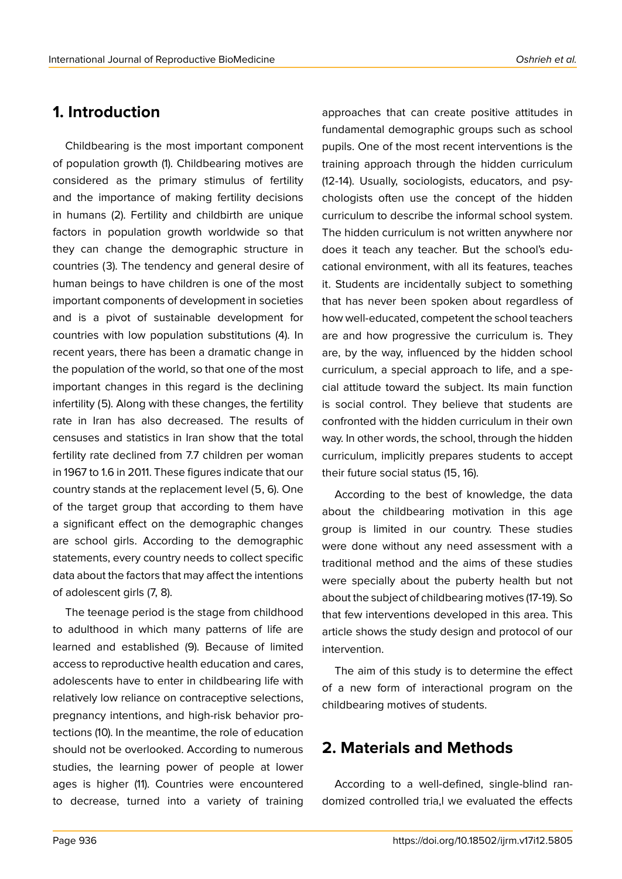## 1. Introduction

Childbearing is the most important component of population growth (1). Childbearing motives are considered as the primary stimulus of fertility and the importance of making fertility decisions in humans (2). Fertility and childbirth are unique factors in population growth worldwide so that they can change the demographic structure in countries (3). The tendency and general desire of human beings to have children is one of the most important components of development in societies and is a pivot of sustainable development for countries with low population substitutions (4). In recent years, there has been a dramatic change in the population of the world, so that one of the most important changes in this regard is the declining infertility (5). Along with these changes, the fertility rate in Iran has also decreased. The results of censuses and statistics in Iran show that the total fertility rate declined from 7.7 children per woman in 1967 to 1.6 in 2011. These figures indicate that our country stands at the replacement level (5, 6). One of the target group that according to them have a significant effect on the demographic changes are school girls. According to the demographic statements, every country needs to collect specific data about the factors that may affect the intentions of adolescent girls (7, 8).

The teenage period is the stage from childhood to adulthood in which many patterns of life are learned and established (9). Because of limited access to reproductive health education and cares, adolescents have to enter in childbearing life with relatively low reliance on contraceptive selections, pregnancy intentions, and high-risk behavior protections (10). In the meantime, the role of education should not be overlooked. According to numerous studies, the learning power of people at lower ages is higher (11). Countries were encountered to decrease, turned into a variety of training approaches that can create positive attitudes in fundamental demographic groups such as school pupils. One of the most recent interventions is the training approach through the hidden curriculum (12-14). Usually, sociologists, educators, and psychologists often use the concept of the hidden curriculum to describe the informal school system. The hidden curriculum is not written anywhere nor does it teach any teacher. But the school's educational environment, with all its features, teaches it. Students are incidentally subject to something that has never been spoken about regardless of how well-educated, competent the school teachers are and how progressive the curriculum is. They are, by the way, influenced by the hidden school curriculum, a special approach to life, and a special attitude toward the subject. Its main function is social control. They believe that students are confronted with the hidden curriculum in their own way. In other words, the school, through the hidden curriculum, implicitly prepares students to accept their future social status (15, 16).

According to the best of knowledge, the data about the childbearing motivation in this age group is limited in our country. These studies were done without any need assessment with a traditional method and the aims of these studies were specially about the puberty health but not about the subject of childbearing motives (17-19). So that few interventions developed in this area. This article shows the study design and protocol of our intervention.

The aim of this study is to determine the effect of a new form of interactional program on the childbearing motives of students.

## 2. Materials and Methods

According to a well-defined, single-blind randomized controlled tria,l we evaluated the effects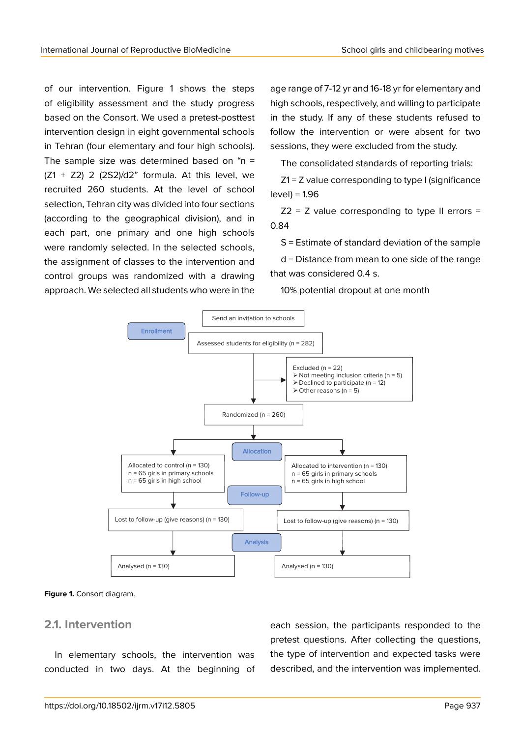of our intervention. Figure 1 shows the steps of eligibility assessment and the study progress based on the Consort. We used a pretest-posttest intervention design in eight governmental schools in Tehran (four elementary and four high schools). The sample size was determined based on “n = (Z1 + Z2) 2 (2S2)/d2” formula. At this level, we recruited 260 students. At the level of school selection, Tehran city was divided into four sections (according to the geographical division), and in each part, one primary and one high schools were randomly selected. In the selected schools, the assignment of classes to the intervention and control groups was randomized with a drawing approach. We selected all students who were in the age range of 7-12 yr and 16-18 yr for elementary and high schools, respectively, and willing to participate in the study. If any of these students refused to follow the intervention or were absent for two sessions, they were excluded from the study.

The consolidated standards of reporting trials:

Z1 = Z value corresponding to type I (significance level) = 1.96

Z2 = Z value corresponding to type II errors = 0.84

S = Estimate of standard deviation of the sample

d = Distance from mean to one side of the range that was considered 0.4 s.

10% potential dropout at one month

Enrollment

Send an invitation to schools

Assessed students for eligibility (n = 282)

Excluded (n = 22)
- Not meeting inclusion criteria (n = 5)
- Declined to participate (n = 12)
- Other reasons (n = 5)

Randomized (n = 260)

Allocation

Allocated to control (n = 130)
n = 65 girls in primary schools
n = 65 girls in high school

Allocated to intervention (n = 130)
n = 65 girls in primary schools
n = 65 girls in high school

Follow-up

Lost to follow-up (give reasons) (n = 130)

Lost to follow-up (give reasons) (n = 130)

Analysis

Analysed (n = 130)

Analysed (n = 130)

**Figure 1.** Consort diagram.

## 2.1. Intervention

In elementary schools, the intervention was conducted in two days. At the beginning of each session, the participants responded to the pretest questions. After collecting the questions, the type of intervention and expected tasks were described, and the intervention was implemented.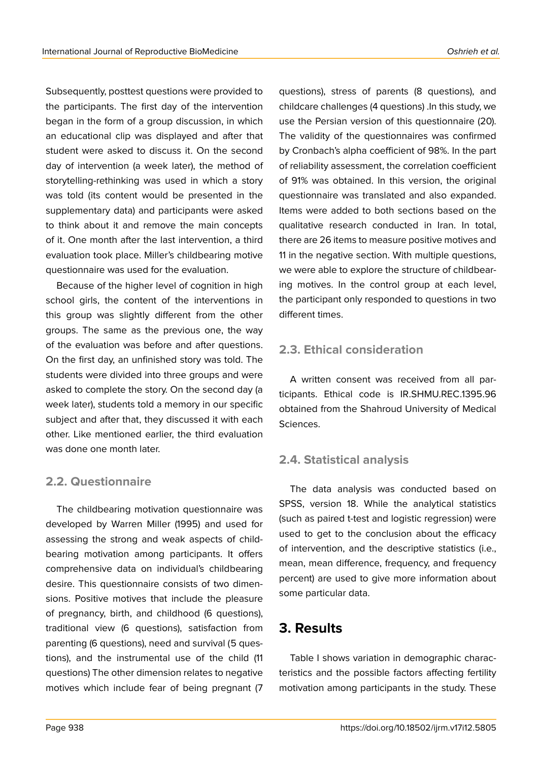Subsequently, posttest questions were provided to the participants. The first day of the intervention began in the form of a group discussion, in which an educational clip was displayed and after that student were asked to discuss it. On the second day of intervention (a week later), the method of storytelling-rethinking was used in which a story was told (its content would be presented in the supplementary data) and participants were asked to think about it and remove the main concepts of it. One month after the last intervention, a third evaluation took place. Miller's childbearing motive questionnaire was used for the evaluation.

Because of the higher level of cognition in high school girls, the content of the interventions in this group was slightly different from the other groups. The same as the previous one, the way of the evaluation was before and after questions. On the first day, an unfinished story was told. The students were divided into three groups and were asked to complete the story. On the second day (a week later), students told a memory in our specific subject and after that, they discussed it with each other. Like mentioned earlier, the third evaluation was done one month later.

## 2.2. Questionnaire

The childbearing motivation questionnaire was developed by Warren Miller (1995) and used for assessing the strong and weak aspects of childbearing motivation among participants. It offers comprehensive data on individual's childbearing desire. This questionnaire consists of two dimensions. Positive motives that include the pleasure of pregnancy, birth, and childhood (6 questions), traditional view (6 questions), satisfaction from parenting (6 questions), need and survival (5 questions), and the instrumental use of the child (11 questions) The other dimension relates to negative motives which include fear of being pregnant (7 questions), stress of parents (8 questions), and childcare challenges (4 questions) .In this study, we use the Persian version of this questionnaire (20). The validity of the questionnaires was confirmed by Cronbach's alpha coefficient of 98%. In the part of reliability assessment, the correlation coefficient of 91% was obtained. In this version, the original questionnaire was translated and also expanded. Items were added to both sections based on the qualitative research conducted in Iran. In total, there are 26 items to measure positive motives and 11 in the negative section. With multiple questions, we were able to explore the structure of childbearing motives. In the control group at each level, the participant only responded to questions in two different times.

## 2.3. Ethical consideration

A written consent was received from all participants. Ethical code is IR.SHMU.REC.1395.96 obtained from the Shahroud University of Medical Sciences.

## 2.4. Statistical analysis

The data analysis was conducted based on SPSS, version 18. While the analytical statistics (such as paired t-test and logistic regression) were used to get to the conclusion about the efficacy of intervention, and the descriptive statistics (i.e., mean, mean difference, frequency, and frequency percent) are used to give more information about some particular data.

# 3. Results

Table I shows variation in demographic characteristics and the possible factors affecting fertility motivation among participants in the study. These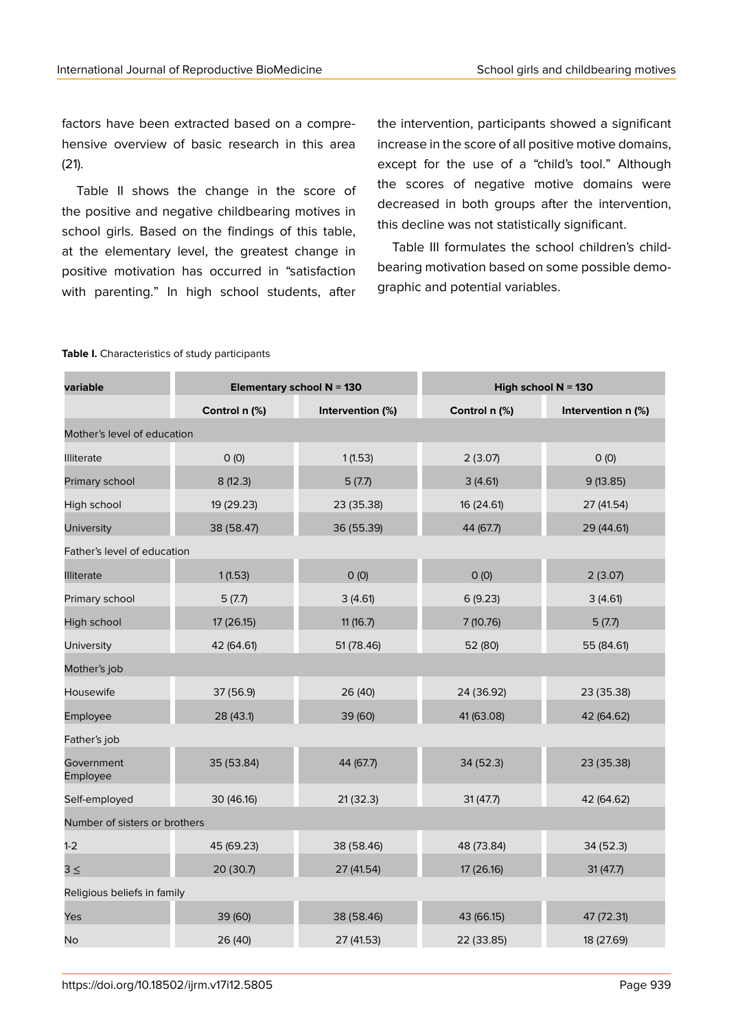factors have been extracted based on a comprehensive overview of basic research in this area (21).

Table II shows the change in the score of the positive and negative childbearing motives in school girls. Based on the findings of this table, at the elementary level, the greatest change in positive motivation has occurred in "satisfaction with parenting." In high school students, after the intervention, participants showed a significant increase in the score of all positive motive domains, except for the use of a "child's tool." Although the scores of negative motive domains were decreased in both groups after the intervention, this decline was not statistically significant.

Table III formulates the school children's childbearing motivation based on some possible demographic and potential variables.

**Table I.** Characteristics of study participants

| variable | Elementary school N = 130 | | High school N = 130 | |
|---|---|---|---|---|
| | Control n (%) | Intervention (%) | Control n (%) | Intervention n (%) |
| Mother's level of education | | | | |
| Illiterate | 0 (0) | 1 (1.53) | 2 (3.07) | 0 (0) |
| Primary school | 8 (12.3) | 5 (7.7) | 3 (4.61) | 9 (13.85) |
| High school | 19 (29.23) | 23 (35.38) | 16 (24.61) | 27 (41.54) |
| University | 38 (58.47) | 36 (55.39) | 44 (67.7) | 29 (44.61) |
| Father's level of education | | | | |
| Illiterate | 1 (1.53) | 0 (0) | 0 (0) | 2 (3.07) |
| Primary school | 5 (7.7) | 3 (4.61) | 6 (9.23) | 3 (4.61) |
| High school | 17 (26.15) | 11 (16.7) | 7 (10.76) | 5 (7.7) |
| University | 42 (64.61) | 51 (78.46) | 52 (80) | 55 (84.61) |
| Mother's job | | | | |
| Housewife | 37 (56.9) | 26 (40) | 24 (36.92) | 23 (35.38) |
| Employee | 28 (43.1) | 39 (60) | 41 (63.08) | 42 (64.62) |
| Father's job | | | | |
| Government Employee | 35 (53.84) | 44 (67.7) | 34 (52.3) | 23 (35.38) |
| Self-employed | 30 (46.16) | 21 (32.3) | 31 (47.7) | 42 (64.62) |
| Number of sisters or brothers | | | | |
| 1-2 | 45 (69.23) | 38 (58.46) | 48 (73.84) | 34 (52.3) |
| 3 ≤ | 20 (30.7) | 27 (41.54) | 17 (26.16) | 31 (47.7) |
| Religious beliefs in family | | | | |
| Yes | 39 (60) | 38 (58.46) | 43 (66.15) | 47 (72.31) |
| No | 26 (40) | 27 (41.53) | 22 (33.85) | 18 (27.69) |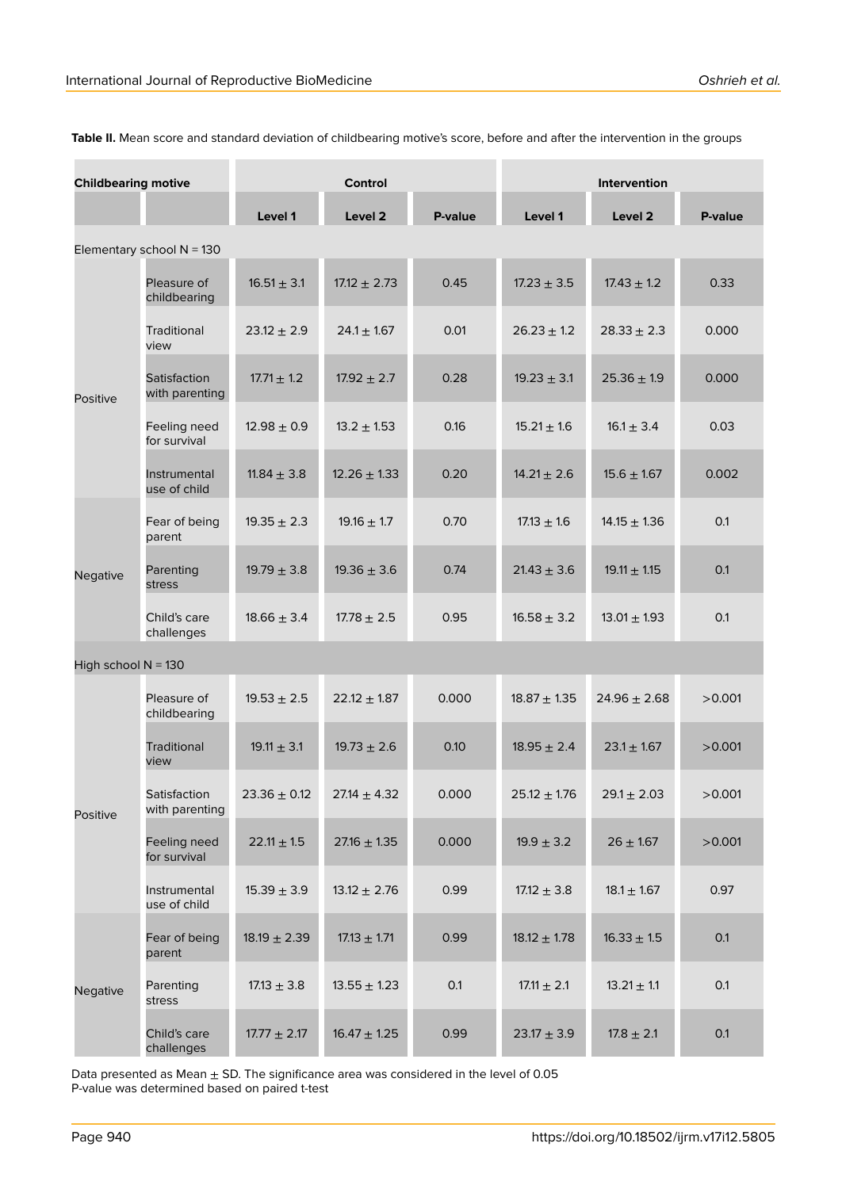**Table II.** Mean score and standard deviation of childbearing motive's score, before and after the intervention in the groups

| Childbearing motive | | Control | | | Intervention | | |
|---|---|---|---|---|---|---|---|
| | | Level 1 | Level 2 | P-value | Level 1 | Level 2 | P-value |
| Elementary school N = 130 | | | | | | | |
| Positive | Pleasure of childbearing | 16.51 ± 3.1 | 17.12 ± 2.73 | 0.45 | 17.23 ± 3.5 | 17.43 ± 1.2 | 0.33 |
| | Traditional view | 23.12 ± 2.9 | 24.1 ± 1.67 | 0.01 | 26.23 ± 1.2 | 28.33 ± 2.3 | 0.000 |
| | Satisfaction with parenting | 17.71 ± 1.2 | 17.92 ± 2.7 | 0.28 | 19.23 ± 3.1 | 25.36 ± 1.9 | 0.000 |
| | Feeling need for survival | 12.98 ± 0.9 | 13.2 ± 1.53 | 0.16 | 15.21 ± 1.6 | 16.1 ± 3.4 | 0.03 |
| | Instrumental use of child | 11.84 ± 3.8 | 12.26 ± 1.33 | 0.20 | 14.21 ± 2.6 | 15.6 ± 1.67 | 0.002 |
| Negative | Fear of being parent | 19.35 ± 2.3 | 19.16 ± 1.7 | 0.70 | 17.13 ± 1.6 | 14.15 ± 1.36 | 0.1 |
| | Parenting stress | 19.79 ± 3.8 | 19.36 ± 3.6 | 0.74 | 21.43 ± 3.6 | 19.11 ± 1.15 | 0.1 |
| | Child's care challenges | 18.66 ± 3.4 | 17.78 ± 2.5 | 0.95 | 16.58 ± 3.2 | 13.01 ± 1.93 | 0.1 |
| High school N = 130 | | | | | | | |
| Positive | Pleasure of childbearing | 19.53 ± 2.5 | 22.12 ± 1.87 | 0.000 | 18.87 ± 1.35 | 24.96 ± 2.68 | >0.001 |
| | Traditional view | 19.11 ± 3.1 | 19.73 ± 2.6 | 0.10 | 18.95 ± 2.4 | 23.1 ± 1.67 | >0.001 |
| | Satisfaction with parenting | 23.36 ± 0.12 | 27.14 ± 4.32 | 0.000 | 25.12 ± 1.76 | 29.1 ± 2.03 | >0.001 |
| | Feeling need for survival | 22.11 ± 1.5 | 27.16 ± 1.35 | 0.000 | 19.9 ± 3.2 | 26 ± 1.67 | >0.001 |
| | Instrumental use of child | 15.39 ± 3.9 | 13.12 ± 2.76 | 0.99 | 17.12 ± 3.8 | 18.1 ± 1.67 | 0.97 |
| Negative | Fear of being parent | 18.19 ± 2.39 | 17.13 ± 1.71 | 0.99 | 18.12 ± 1.78 | 16.33 ± 1.5 | 0.1 |
| | Parenting stress | 17.13 ± 3.8 | 13.55 ± 1.23 | 0.1 | 17.11 ± 2.1 | 13.21 ± 1.1 | 0.1 |
| | Child's care challenges | 17.77 ± 2.17 | 16.47 ± 1.25 | 0.99 | 23.17 ± 3.9 | 17.8 ± 2.1 | 0.1 |

Data presented as Mean ± SD. The significance area was considered in the level of 0.05
P-value was determined based on paired t-test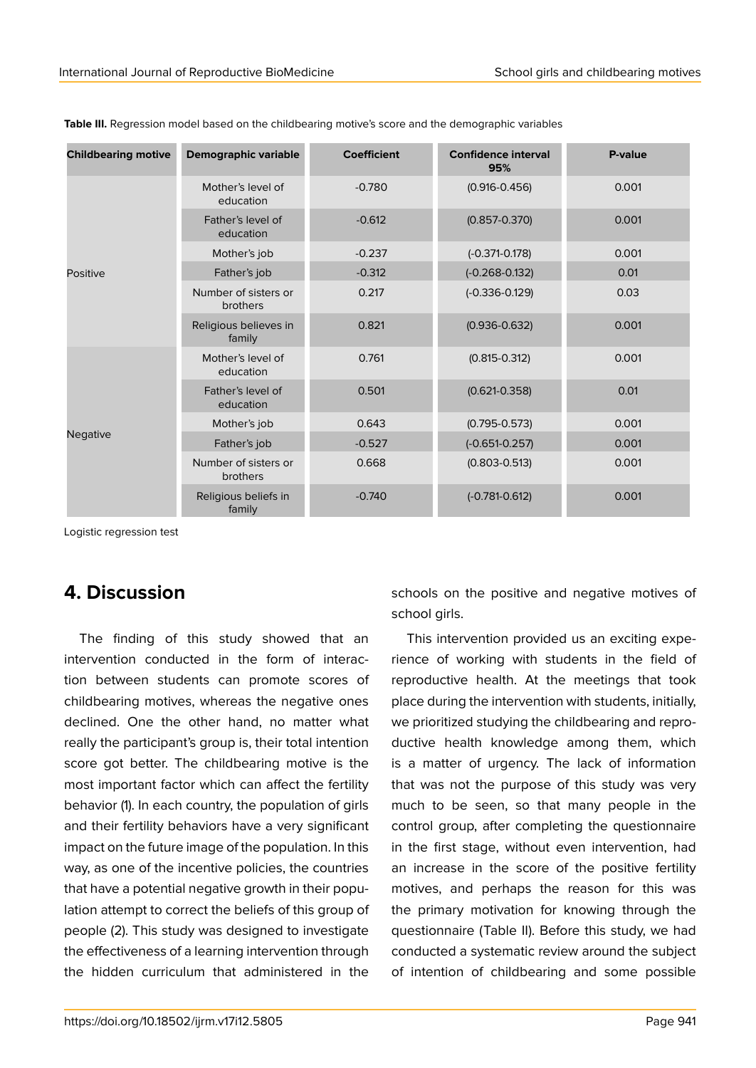**Table III.** Regression model based on the childbearing motive's score and the demographic variables

| Childbearing motive | Demographic variable | Coefficient | Confidence interval 95% | P-value |
|---|---|---|---|---|
| Positive | Mother's level of education | -0.780 | (0.916-0.456) | 0.001 |
| | Father's level of education | -0.612 | (0.857-0.370) | 0.001 |
| | Mother's job | -0.237 | (-0.371-0.178) | 0.001 |
| | Father's job | -0.312 | (-0.268-0.132) | 0.01 |
| | Number of sisters or brothers | 0.217 | (-0.336-0.129) | 0.03 |
| | Religious believes in family | 0.821 | (0.936-0.632) | 0.001 |
| Negative | Mother's level of education | 0.761 | (0.815-0.312) | 0.001 |
| | Father's level of education | 0.501 | (0.621-0.358) | 0.01 |
| | Mother's job | 0.643 | (0.795-0.573) | 0.001 |
| | Father's job | -0.527 | (-0.651-0.257) | 0.001 |
| | Number of sisters or brothers | 0.668 | (0.803-0.513) | 0.001 |
| | Religious beliefs in family | -0.740 | (-0.781-0.612) | 0.001 |

Logistic regression test

## 4. Discussion

The finding of this study showed that an intervention conducted in the form of interaction between students can promote scores of childbearing motives, whereas the negative ones declined. One the other hand, no matter what really the participant's group is, their total intention score got better. The childbearing motive is the most important factor which can affect the fertility behavior (1). In each country, the population of girls and their fertility behaviors have a very significant impact on the future image of the population. In this way, as one of the incentive policies, the countries that have a potential negative growth in their population attempt to correct the beliefs of this group of people (2). This study was designed to investigate the effectiveness of a learning intervention through the hidden curriculum that administered in the schools on the positive and negative motives of school girls.

This intervention provided us an exciting experience of working with students in the field of reproductive health. At the meetings that took place during the intervention with students, initially, we prioritized studying the childbearing and reproductive health knowledge among them, which is a matter of urgency. The lack of information that was not the purpose of this study was very much to be seen, so that many people in the control group, after completing the questionnaire in the first stage, without even intervention, had an increase in the score of the positive fertility motives, and perhaps the reason for this was the primary motivation for knowing through the questionnaire (Table II). Before this study, we had conducted a systematic review around the subject of intention of childbearing and some possible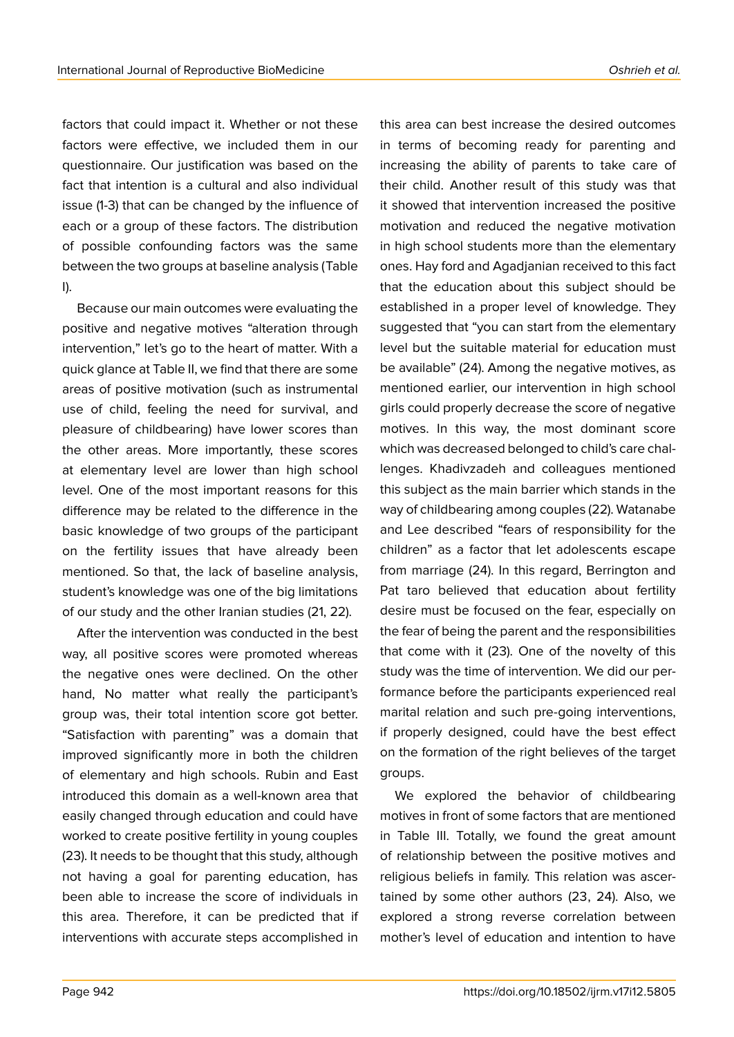factors that could impact it. Whether or not these factors were effective, we included them in our questionnaire. Our justification was based on the fact that intention is a cultural and also individual issue (1-3) that can be changed by the influence of each or a group of these factors. The distribution of possible confounding factors was the same between the two groups at baseline analysis (Table I).

Because our main outcomes were evaluating the positive and negative motives "alteration through intervention," let's go to the heart of matter. With a quick glance at Table II, we find that there are some areas of positive motivation (such as instrumental use of child, feeling the need for survival, and pleasure of childbearing) have lower scores than the other areas. More importantly, these scores at elementary level are lower than high school level. One of the most important reasons for this difference may be related to the difference in the basic knowledge of two groups of the participant on the fertility issues that have already been mentioned. So that, the lack of baseline analysis, student's knowledge was one of the big limitations of our study and the other Iranian studies (21, 22).

After the intervention was conducted in the best way, all positive scores were promoted whereas the negative ones were declined. On the other hand, No matter what really the participant's group was, their total intention score got better. "Satisfaction with parenting" was a domain that improved significantly more in both the children of elementary and high schools. Rubin and East introduced this domain as a well-known area that easily changed through education and could have worked to create positive fertility in young couples (23). It needs to be thought that this study, although not having a goal for parenting education, has been able to increase the score of individuals in this area. Therefore, it can be predicted that if interventions with accurate steps accomplished in this area can best increase the desired outcomes in terms of becoming ready for parenting and increasing the ability of parents to take care of their child. Another result of this study was that it showed that intervention increased the positive motivation and reduced the negative motivation in high school students more than the elementary ones. Hay ford and Agadjanian received to this fact that the education about this subject should be established in a proper level of knowledge. They suggested that "you can start from the elementary level but the suitable material for education must be available" (24). Among the negative motives, as mentioned earlier, our intervention in high school girls could properly decrease the score of negative motives. In this way, the most dominant score which was decreased belonged to child's care challenges. Khadivzadeh and colleagues mentioned this subject as the main barrier which stands in the way of childbearing among couples (22). Watanabe and Lee described "fears of responsibility for the children" as a factor that let adolescents escape from marriage (24). In this regard, Berrington and Pat taro believed that education about fertility desire must be focused on the fear, especially on the fear of being the parent and the responsibilities that come with it (23). One of the novelty of this study was the time of intervention. We did our performance before the participants experienced real marital relation and such pre-going interventions, if properly designed, could have the best effect on the formation of the right believes of the target groups.

We explored the behavior of childbearing motives in front of some factors that are mentioned in Table III. Totally, we found the great amount of relationship between the positive motives and religious beliefs in family. This relation was ascertained by some other authors (23, 24). Also, we explored a strong reverse correlation between mother's level of education and intention to have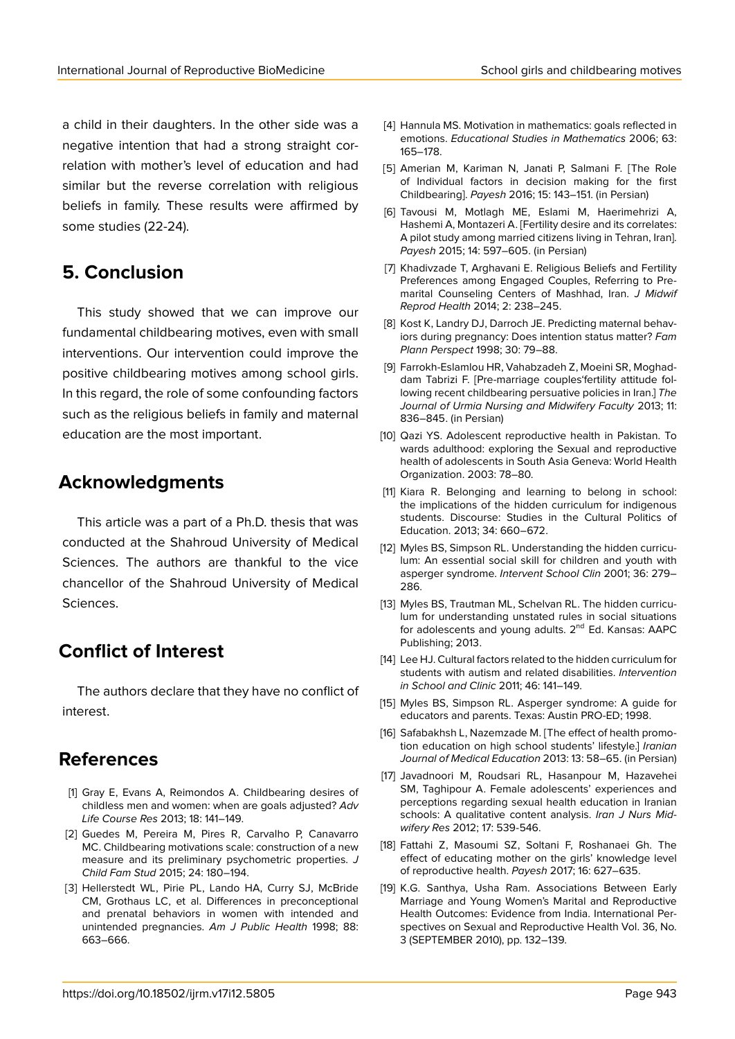a child in their daughters. In the other side was a negative intention that had a strong straight correlation with mother's level of education and had similar but the reverse correlation with religious beliefs in family. These results were affirmed by some studies (22-24).

## 5. Conclusion

This study showed that we can improve our fundamental childbearing motives, even with small interventions. Our intervention could improve the positive childbearing motives among school girls. In this regard, the role of some confounding factors such as the religious beliefs in family and maternal education are the most important.

## Acknowledgments

This article was a part of a Ph.D. thesis that was conducted at the Shahroud University of Medical Sciences. The authors are thankful to the vice chancellor of the Shahroud University of Medical Sciences.

## Conflict of Interest

The authors declare that they have no conflict of interest.

## References

[1] Gray E, Evans A, Reimondos A. Childbearing desires of childless men and women: when are goals adjusted? *Adv Life Course Res* 2013; 18: 141–149.

[2] Guedes M, Pereira M, Pires R, Carvalho P, Canavarro MC. Childbearing motivations scale: construction of a new measure and its preliminary psychometric properties. *J Child Fam Stud* 2015; 24: 180–194.

[3] Hellerstedt WL, Pirie PL, Lando HA, Curry SJ, McBride CM, Grothaus LC, et al. Differences in preconceptional and prenatal behaviors in women with intended and unintended pregnancies. *Am J Public Health* 1998; 88: 663–666.

[4] Hannula MS. Motivation in mathematics: goals reflected in emotions. *Educational Studies in Mathematics* 2006; 63: 165–178.

[5] Amerian M, Kariman N, Janati P, Salmani F. [The Role of Individual factors in decision making for the first Childbearing]. *Payesh* 2016; 15: 143–151. (in Persian)

[6] Tavousi M, Motlagh ME, Eslami M, Haerimehrizi A, Hashemi A, Montazeri A. [Fertility desire and its correlates: A pilot study among married citizens living in Tehran, Iran]. *Payesh* 2015; 14: 597–605. (in Persian)

[7] Khadivzade T, Arghavani E. Religious Beliefs and Fertility Preferences among Engaged Couples, Referring to Premarital Counseling Centers of Mashhad, Iran. *J Midwif Reprod Health* 2014; 2: 238–245.

[8] Kost K, Landry DJ, Darroch JE. Predicting maternal behaviors during pregnancy: Does intention status matter? *Fam Plann Perspect* 1998; 30: 79–88.

[9] Farrokh-Eslamlou HR, Vahabzadeh Z, Moeini SR, Moghaddam Tabrizi F. [Pre-marriage couples'fertility attitude following recent childbearing persuasive policies in Iran.] *The Journal of Urmia Nursing and Midwifery Faculty* 2013; 11: 836–845. (in Persian)

[10] Qazi YS. Adolescent reproductive health in Pakistan. To wards adulthood: exploring the Sexual and reproductive health of adolescents in South Asia Geneva: World Health Organization. 2003: 78–80.

[11] Kiara R. Belonging and learning to belong in school: the implications of the hidden curriculum for indigenous students. Discourse: Studies in the Cultural Politics of Education. 2013; 34: 660–672.

[12] Myles BS, Simpson RL. Understanding the hidden curriculum: An essential social skill for children and youth with asperger syndrome. *Intervent School Clin* 2001; 36: 279–286.

[13] Myles BS, Trautman ML, Schelvan RL. The hidden curriculum for understanding unstated rules in social situations for adolescents and young adults. 2nd Ed. Kansas: AAPC Publishing; 2013.

[14] Lee HJ. Cultural factors related to the hidden curriculum for students with autism and related disabilities. *Intervention in School and Clinic* 2011; 46: 141–149.

[15] Myles BS, Simpson RL. Asperger syndrome: A guide for educators and parents. Texas: Austin PRO-ED; 1998.

[16] Safabakhsh L, Nazemzade M. [The effect of health promotion education on high school students' lifestyle.] *Iranian Journal of Medical Education* 2013: 13: 58–65. (in Persian)

[17] Javadnoori M, Roudsari RL, Hasanpour M, Hazavehei SM, Taghipour A. Female adolescents' experiences and perceptions regarding sexual health education in Iranian schools: A qualitative content analysis. *Iran J Nurs Midwifery Res* 2012; 17: 539-546.

[18] Fattahi Z, Masoumi SZ, Soltani F, Roshanaei Gh. The effect of educating mother on the girls' knowledge level of reproductive health. *Payesh* 2017; 16: 627–635.

[19] K.G. Santhya, Usha Ram. Associations Between Early Marriage and Young Women's Marital and Reproductive Health Outcomes: Evidence from India. International Perspectives on Sexual and Reproductive Health Vol. 36, No. 3 (SEPTEMBER 2010), pp. 132–139.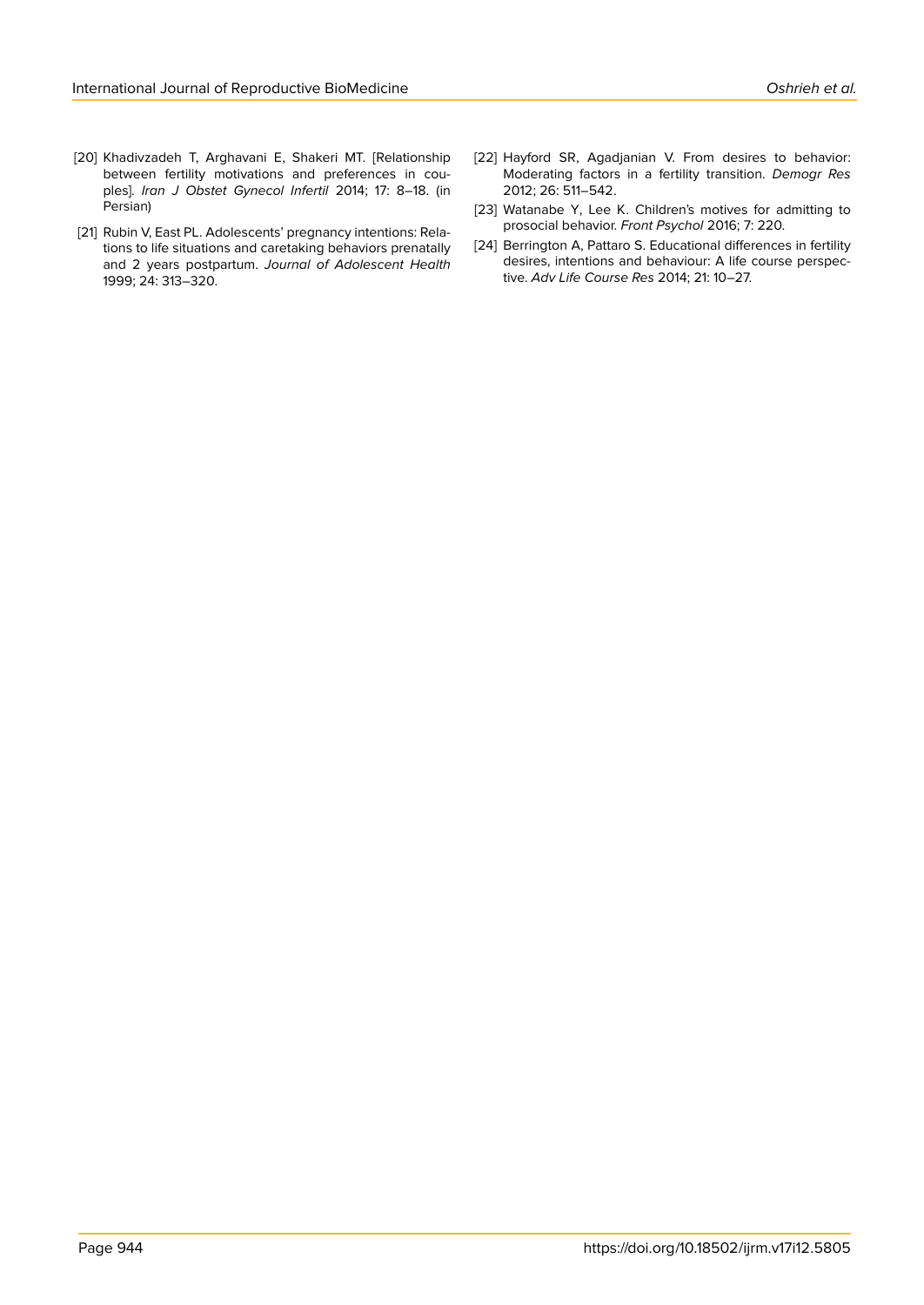[20] Khadivzadeh T, Arghavani E, Shakeri MT. [Relationship between fertility motivations and preferences in couples]. *Iran J Obstet Gynecol Infertil* 2014; 17: 8–18. (in Persian)

[21] Rubin V, East PL. Adolescents' pregnancy intentions: Relations to life situations and caretaking behaviors prenatally and 2 years postpartum. *Journal of Adolescent Health* 1999; 24: 313–320.

[22] Hayford SR, Agadjanian V. From desires to behavior: Moderating factors in a fertility transition. *Demogr Res* 2012; 26: 511–542.

[23] Watanabe Y, Lee K. Children's motives for admitting to prosocial behavior. *Front Psychol* 2016; 7: 220.

[24] Berrington A, Pattaro S. Educational differences in fertility desires, intentions and behaviour: A life course perspective. *Adv Life Course Res* 2014; 21: 10–27.